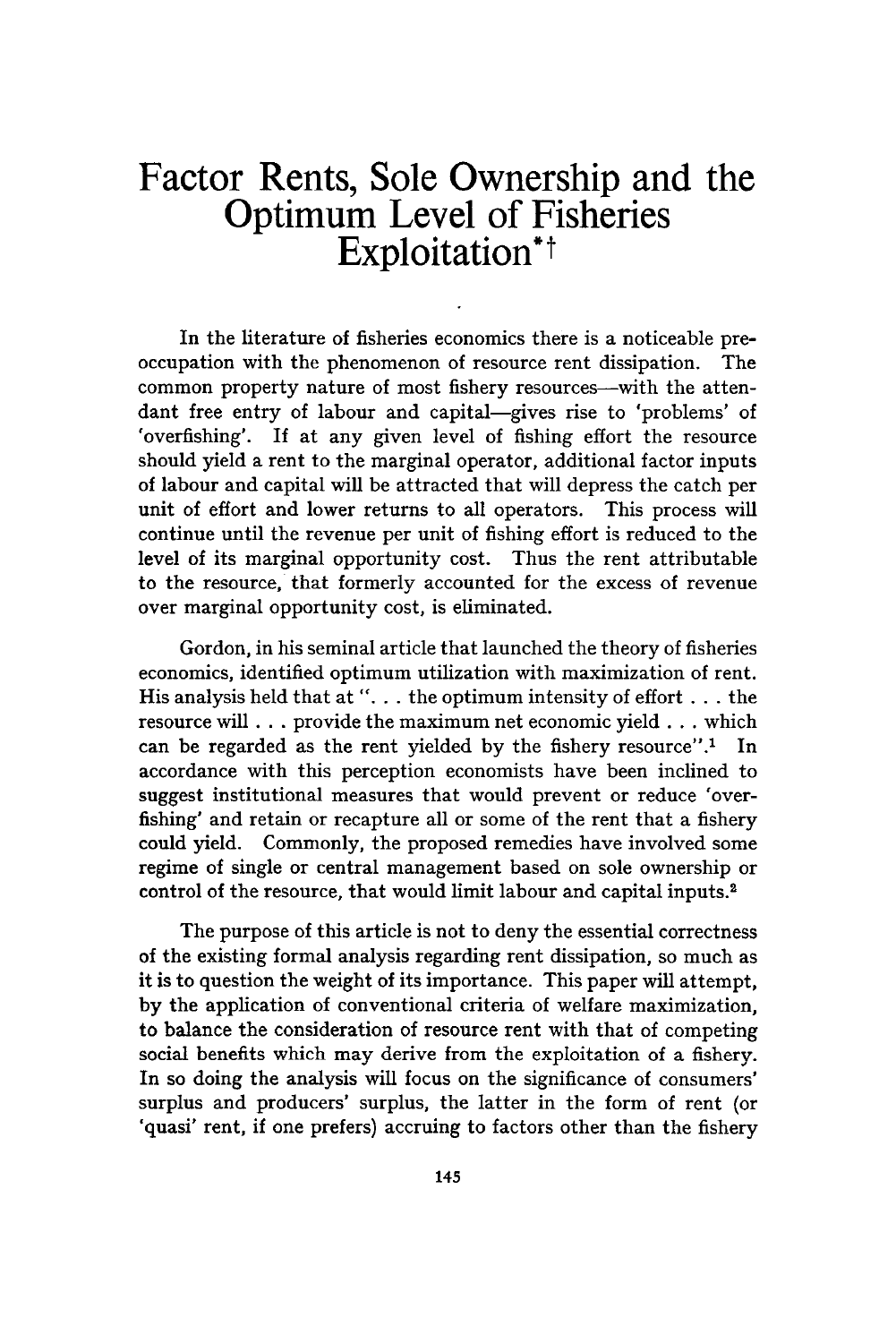# Factor Rents, Sole Ownership and the Optimum Level of Fisheries Exploitation*†

In the literature of fisheries economics there is a noticeable preoccupation with the phenomenon of resource rent dissipation. The common property nature of most fishery resources—with the attendant free entry of labour and capital—gives rise to 'problems' of 'overfishing'. If at any given level of fishing effort the resource should yield a rent to the marginal operator, additional factor inputs of labour and capital will be attracted that will depress the catch per unit of effort and lower returns to all operators. This process will continue until the revenue per unit of fishing effort is reduced to the level of its marginal opportunity cost. Thus the rent attributable to the resource, that formerly accounted for the excess of revenue over marginal opportunity cost, is eliminated.

Gordon, in his seminal article that launched the theory of fisheries economics, identified optimum utilization with maximization of rent. His analysis held that at ". . . the optimum intensity of effort . . . the resource will . . . provide the maximum net economic yield . . . which can be regarded as the rent yielded by the fishery resource".[1] In accordance with this perception economists have been inclined to suggest institutional measures that would prevent or reduce 'overfishing' and retain or recapture all or some of the rent that a fishery could yield. Commonly, the proposed remedies have involved some regime of single or central management based on sole ownership or control of the resource, that would limit labour and capital inputs.[2]

The purpose of this article is not to deny the essential correctness of the existing formal analysis regarding rent dissipation, so much as it is to question the weight of its importance. This paper will attempt, by the application of conventional criteria of welfare maximization, to balance the consideration of resource rent with that of competing social benefits which may derive from the exploitation of a fishery. In so doing the analysis will focus on the significance of consumers' surplus and producers' surplus, the latter in the form of rent (or 'quasi' rent, if one prefers) accruing to factors other than the fishery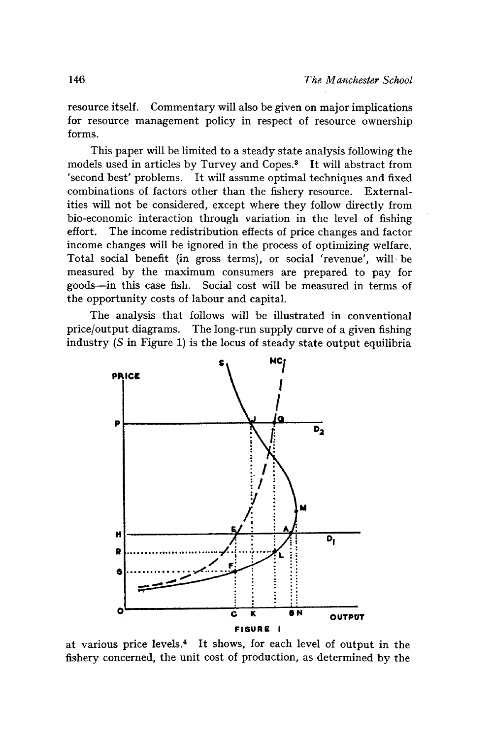resource itself. Commentary will also be given on major implications for resource management policy in respect of resource ownership forms.

This paper will be limited to a steady state analysis following the models used in articles by Turvey and Copes.[3] It will abstract from 'second best' problems. It will assume optimal techniques and fixed combinations of factors other than the fishery resource. Externalities will not be considered, except where they follow directly from bio-economic interaction through variation in the level of fishing effort. The income redistribution effects of price changes and factor income changes will be ignored in the process of optimizing welfare. Total social benefit (in gross terms), or social 'revenue', will be measured by the maximum consumers are prepared to pay for goods—in this case fish. Social cost will be measured in terms of the opportunity costs of labour and capital.

The analysis that follows will be illustrated in conventional price/output diagrams. The long-run supply curve of a given fishing industry (*S* in Figure 1) is the locus of steady state output equilibria

FIGURE 1

at various price levels.[4] It shows, for each level of output in the fishery concerned, the unit cost of production, as determined by the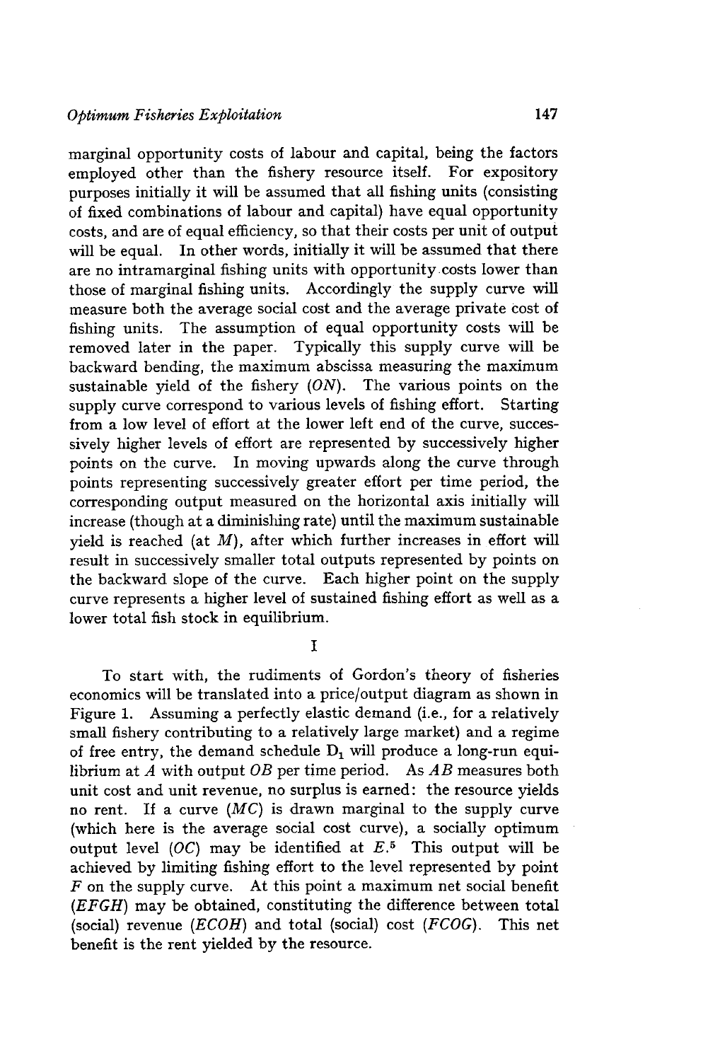marginal opportunity costs of labour and capital, being the factors employed other than the fishery resource itself. For expository purposes initially it will be assumed that all fishing units (consisting of fixed combinations of labour and capital) have equal opportunity costs, and are of equal efficiency, so that their costs per unit of output will be equal. In other words, initially it will be assumed that there are no intramarginal fishing units with opportunity costs lower than those of marginal fishing units. Accordingly the supply curve will measure both the average social cost and the average private cost of fishing units. The assumption of equal opportunity costs will be removed later in the paper. Typically this supply curve will be backward bending, the maximum abscissa measuring the maximum sustainable yield of the fishery (*ON*). The various points on the supply curve correspond to various levels of fishing effort. Starting from a low level of effort at the lower left end of the curve, successively higher levels of effort are represented by successively higher points on the curve. In moving upwards along the curve through points representing successively greater effort per time period, the corresponding output measured on the horizontal axis initially will increase (though at a diminishing rate) until the maximum sustainable yield is reached (at *M*), after which further increases in effort will result in successively smaller total outputs represented by points on the backward slope of the curve. Each higher point on the supply curve represents a higher level of sustained fishing effort as well as a lower total fish stock in equilibrium.

## I

To start with, the rudiments of Gordon's theory of fisheries economics will be translated into a price/output diagram as shown in Figure 1. Assuming a perfectly elastic demand (i.e., for a relatively small fishery contributing to a relatively large market) and a regime of free entry, the demand schedule $D_1$ will produce a long-run equilibrium at *A* with output *OB* per time period. As *AB* measures both unit cost and unit revenue, no surplus is earned: the resource yields no rent. If a curve (*MC*) is drawn marginal to the supply curve (which here is the average social cost curve), a socially optimum output level (*OC*) may be identified at *E*.[5] This output will be achieved by limiting fishing effort to the level represented by point *F* on the supply curve. At this point a maximum net social benefit (*EFGH*) may be obtained, constituting the difference between total (social) revenue (*ECOH*) and total (social) cost (*FCOG*). This net benefit is the rent yielded by the resource.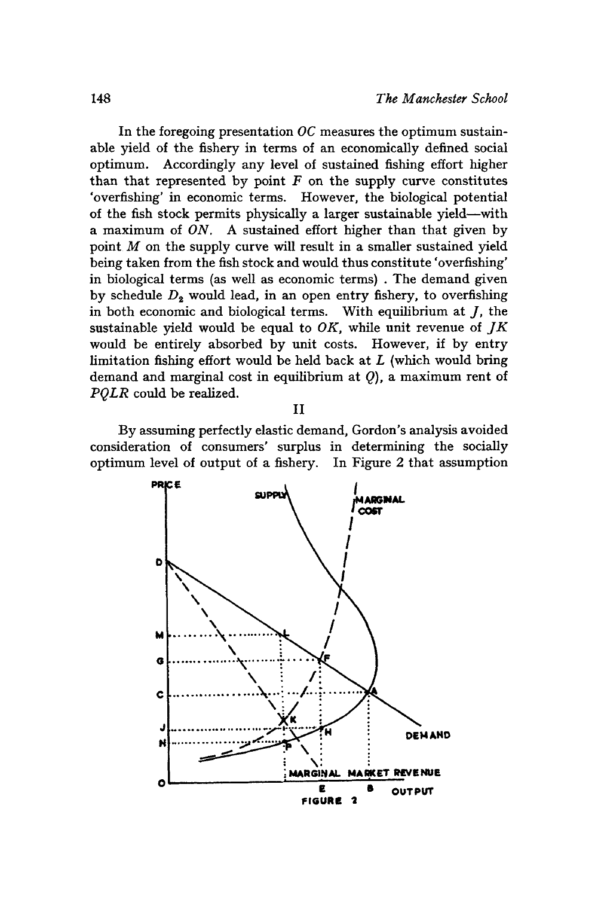In the foregoing presentation $OC$ measures the optimum sustainable yield of the fishery in terms of an economically defined social optimum. Accordingly any level of sustained fishing effort higher than that represented by point $F$ on the supply curve constitutes 'overfishing' in economic terms. However, the biological potential of the fish stock permits physically a larger sustainable yield—with a maximum of $ON$. A sustained effort higher than that given by point $M$ on the supply curve will result in a smaller sustained yield being taken from the fish stock and would thus constitute 'overfishing' in biological terms (as well as economic terms) . The demand given by schedule $D_2$ would lead, in an open entry fishery, to overfishing in both economic and biological terms. With equilibrium at $J$, the sustainable yield would be equal to $OK$, while unit revenue of $JK$ would be entirely absorbed by unit costs. However, if by entry limitation fishing effort would be held back at $L$ (which would bring demand and marginal cost in equilibrium at $Q$), a maximum rent of $PQLR$ could be realized.

## II

By assuming perfectly elastic demand, Gordon's analysis avoided consideration of consumers' surplus in determining the socially optimum level of output of a fishery. In Figure 2 that assumption

FIGURE 2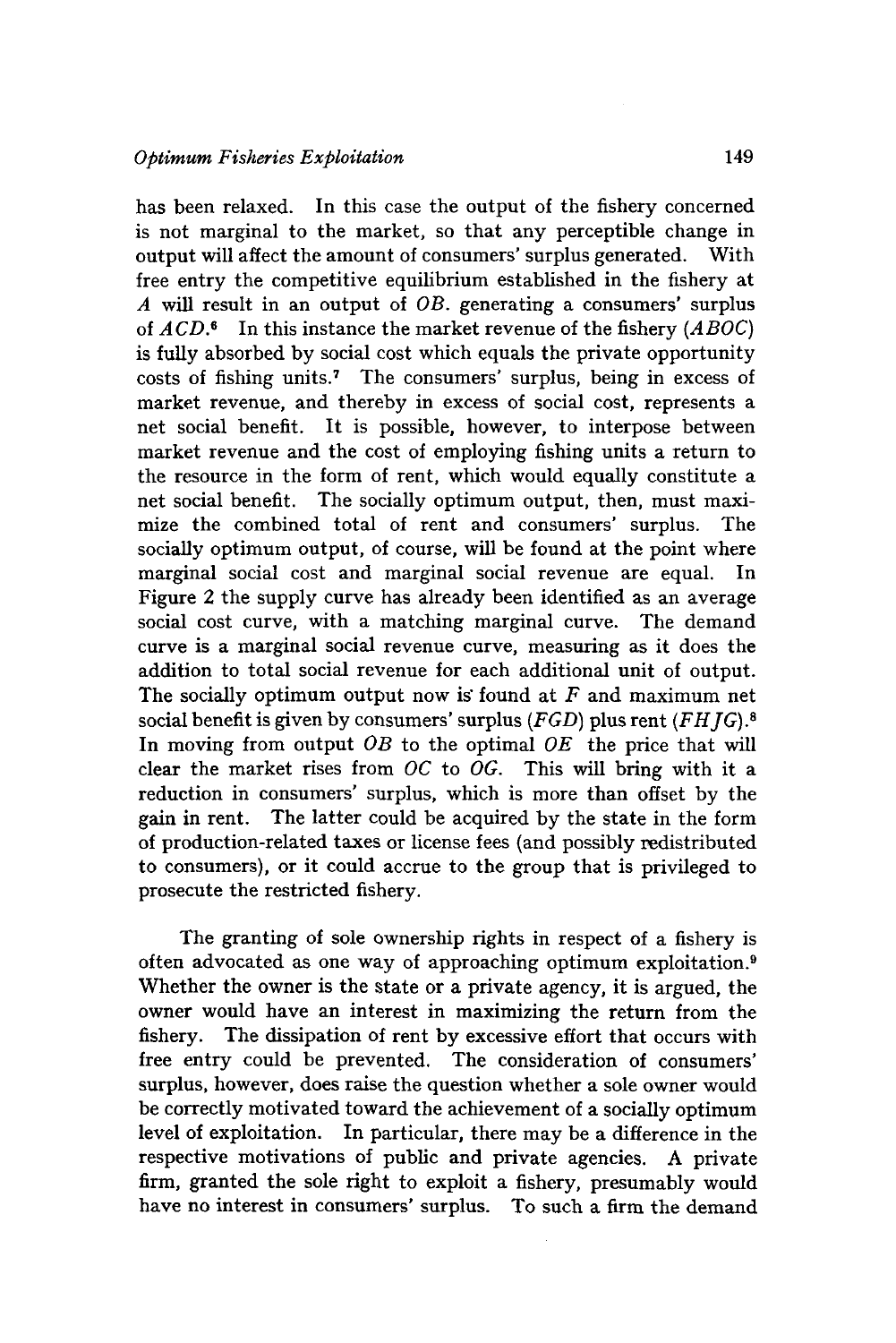has been relaxed. In this case the output of the fishery concerned is not marginal to the market, so that any perceptible change in output will affect the amount of consumers' surplus generated. With free entry the competitive equilibrium established in the fishery at *A* will result in an output of *OB*. generating a consumers' surplus of *ACD*.[6] In this instance the market revenue of the fishery (*ABOC*) is fully absorbed by social cost which equals the private opportunity costs of fishing units.[7] The consumers' surplus, being in excess of market revenue, and thereby in excess of social cost, represents a net social benefit. It is possible, however, to interpose between market revenue and the cost of employing fishing units a return to the resource in the form of rent, which would equally constitute a net social benefit. The socially optimum output, then, must maximize the combined total of rent and consumers' surplus. The socially optimum output, of course, will be found at the point where marginal social cost and marginal social revenue are equal. In Figure 2 the supply curve has already been identified as an average social cost curve, with a matching marginal curve. The demand curve is a marginal social revenue curve, measuring as it does the addition to total social revenue for each additional unit of output. The socially optimum output now is found at *F* and maximum net social benefit is given by consumers' surplus (*FGD*) plus rent (*FHJG*).[8] In moving from output *OB* to the optimal *OE* the price that will clear the market rises from *OC* to *OG*. This will bring with it a reduction in consumers' surplus, which is more than offset by the gain in rent. The latter could be acquired by the state in the form of production-related taxes or license fees (and possibly redistributed to consumers), or it could accrue to the group that is privileged to prosecute the restricted fishery.

The granting of sole ownership rights in respect of a fishery is often advocated as one way of approaching optimum exploitation.[9] Whether the owner is the state or a private agency, it is argued, the owner would have an interest in maximizing the return from the fishery. The dissipation of rent by excessive effort that occurs with free entry could be prevented. The consideration of consumers' surplus, however, does raise the question whether a sole owner would be correctly motivated toward the achievement of a socially optimum level of exploitation. In particular, there may be a difference in the respective motivations of public and private agencies. A private firm, granted the sole right to exploit a fishery, presumably would have no interest in consumers' surplus. To such a firm the demand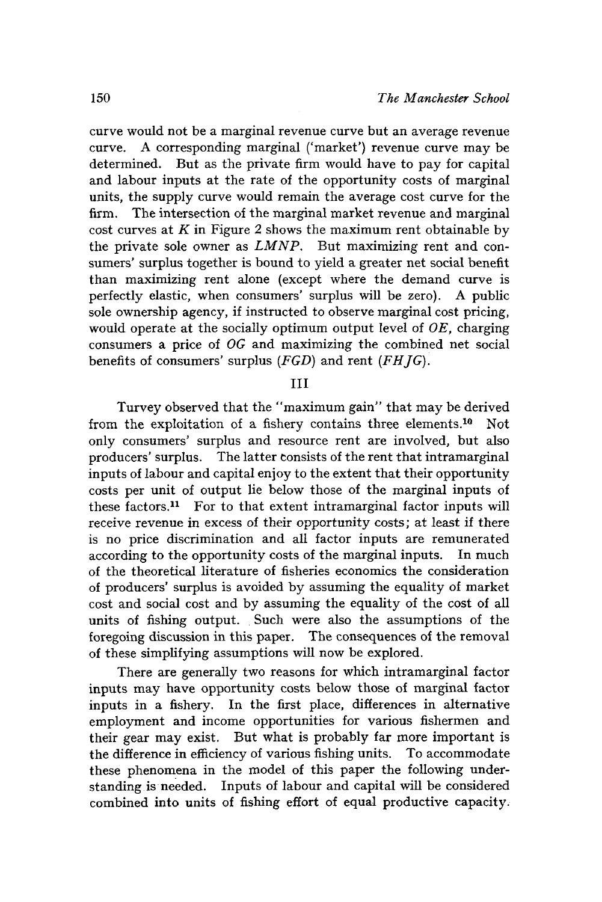curve would not be a marginal revenue curve but an average revenue curve. A corresponding marginal ('market') revenue curve may be determined. But as the private firm would have to pay for capital and labour inputs at the rate of the opportunity costs of marginal units, the supply curve would remain the average cost curve for the firm. The intersection of the marginal market revenue and marginal cost curves at *K* in Figure 2 shows the maximum rent obtainable by the private sole owner as *LMNP*. But maximizing rent and consumers' surplus together is bound to yield a greater net social benefit than maximizing rent alone (except where the demand curve is perfectly elastic, when consumers' surplus will be zero). A public sole ownership agency, if instructed to observe marginal cost pricing, would operate at the socially optimum output level of *OE*, charging consumers a price of *OG* and maximizing the combined net social benefits of consumers' surplus (*FGD*) and rent (*FHJG*).

## III

Turvey observed that the "maximum gain" that may be derived from the exploitation of a fishery contains three elements.[10] Not only consumers' surplus and resource rent are involved, but also producers' surplus. The latter consists of the rent that intramarginal inputs of labour and capital enjoy to the extent that their opportunity costs per unit of output lie below those of the marginal inputs of these factors.[11] For to that extent intramarginal factor inputs will receive revenue in excess of their opportunity costs; at least if there is no price discrimination and all factor inputs are remunerated according to the opportunity costs of the marginal inputs. In much of the theoretical literature of fisheries economics the consideration of producers' surplus is avoided by assuming the equality of market cost and social cost and by assuming the equality of the cost of all units of fishing output. Such were also the assumptions of the foregoing discussion in this paper. The consequences of the removal of these simplifying assumptions will now be explored.

There are generally two reasons for which intramarginal factor inputs may have opportunity costs below those of marginal factor inputs in a fishery. In the first place, differences in alternative employment and income opportunities for various fishermen and their gear may exist. But what is probably far more important is the difference in efficiency of various fishing units. To accommodate these phenomena in the model of this paper the following understanding is needed. Inputs of labour and capital will be considered combined into units of fishing effort of equal productive capacity.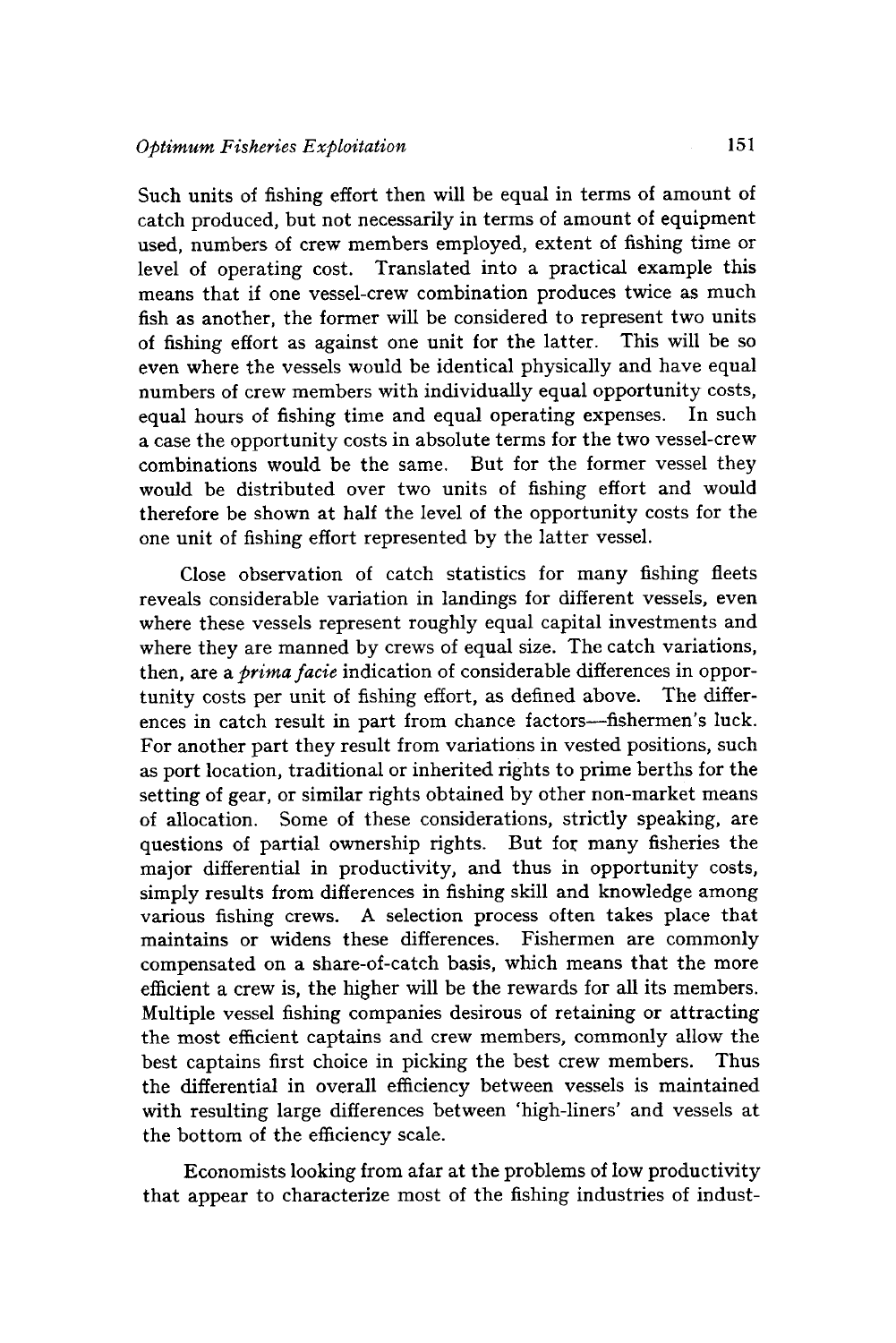Such units of fishing effort then will be equal in terms of amount of catch produced, but not necessarily in terms of amount of equipment used, numbers of crew members employed, extent of fishing time or level of operating cost. Translated into a practical example this means that if one vessel-crew combination produces twice as much fish as another, the former will be considered to represent two units of fishing effort as against one unit for the latter. This will be so even where the vessels would be identical physically and have equal numbers of crew members with individually equal opportunity costs, equal hours of fishing time and equal operating expenses. In such a case the opportunity costs in absolute terms for the two vessel-crew combinations would be the same. But for the former vessel they would be distributed over two units of fishing effort and would therefore be shown at half the level of the opportunity costs for the one unit of fishing effort represented by the latter vessel.

Close observation of catch statistics for many fishing fleets reveals considerable variation in landings for different vessels, even where these vessels represent roughly equal capital investments and where they are manned by crews of equal size. The catch variations, then, are a *prima facie* indication of considerable differences in opportunity costs per unit of fishing effort, as defined above. The differences in catch result in part from chance factors—fishermen's luck. For another part they result from variations in vested positions, such as port location, traditional or inherited rights to prime berths for the setting of gear, or similar rights obtained by other non-market means of allocation. Some of these considerations, strictly speaking, are questions of partial ownership rights. But for many fisheries the major differential in productivity, and thus in opportunity costs, simply results from differences in fishing skill and knowledge among various fishing crews. A selection process often takes place that maintains or widens these differences. Fishermen are commonly compensated on a share-of-catch basis, which means that the more efficient a crew is, the higher will be the rewards for all its members. Multiple vessel fishing companies desirous of retaining or attracting the most efficient captains and crew members, commonly allow the best captains first choice in picking the best crew members. Thus the differential in overall efficiency between vessels is maintained with resulting large differences between 'high-liners' and vessels at the bottom of the efficiency scale.

Economists looking from afar at the problems of low productivity that appear to characterize most of the fishing industries of indust-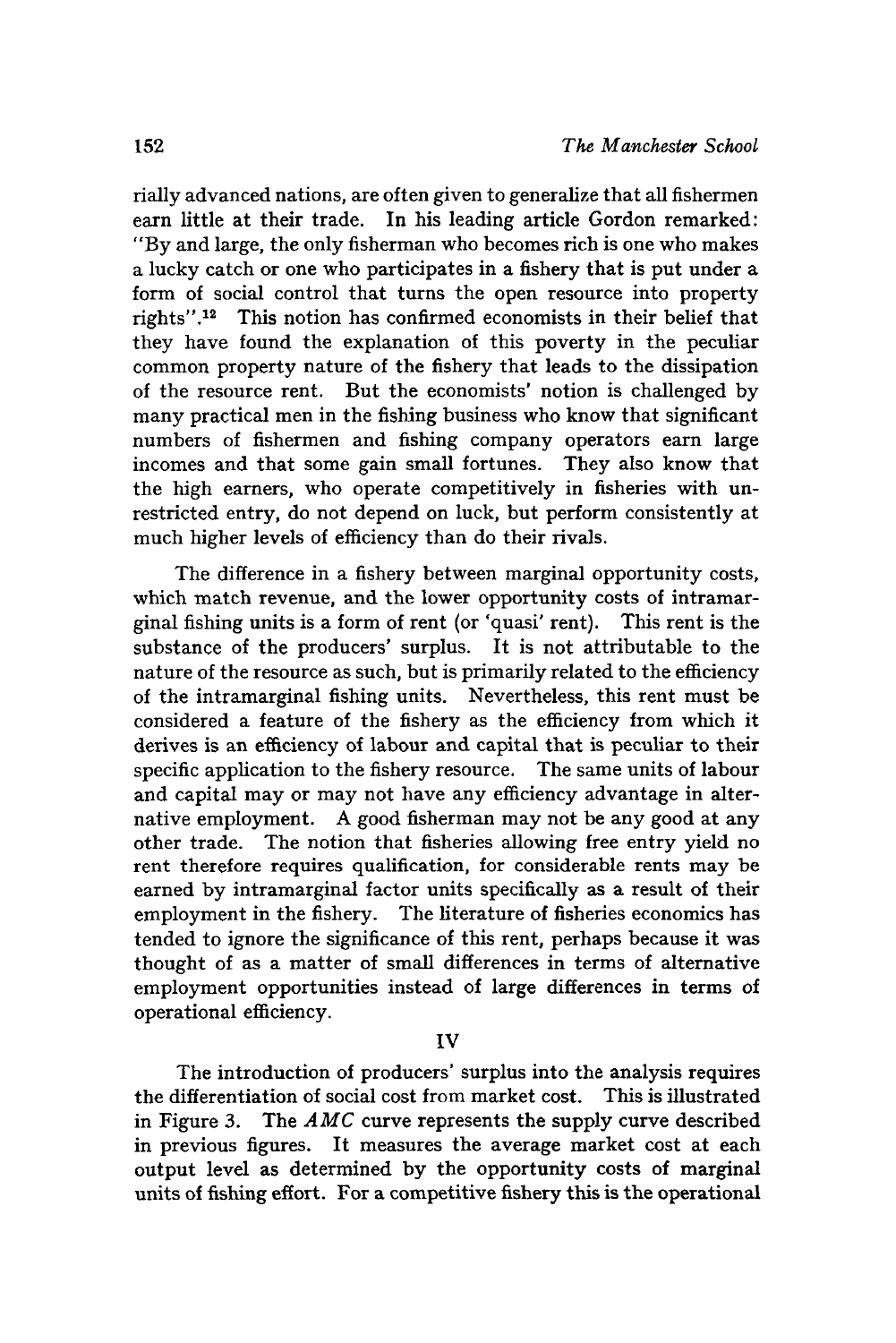rially advanced nations, are often given to generalize that all fishermen earn little at their trade. In his leading article Gordon remarked: "By and large, the only fisherman who becomes rich is one who makes a lucky catch or one who participates in a fishery that is put under a form of social control that turns the open resource into property rights".[12] This notion has confirmed economists in their belief that they have found the explanation of this poverty in the peculiar common property nature of the fishery that leads to the dissipation of the resource rent. But the economists' notion is challenged by many practical men in the fishing business who know that significant numbers of fishermen and fishing company operators earn large incomes and that some gain small fortunes. They also know that the high earners, who operate competitively in fisheries with unrestricted entry, do not depend on luck, but perform consistently at much higher levels of efficiency than do their rivals.

The difference in a fishery between marginal opportunity costs, which match revenue, and the lower opportunity costs of intramarginal fishing units is a form of rent (or 'quasi' rent). This rent is the substance of the producers' surplus. It is not attributable to the nature of the resource as such, but is primarily related to the efficiency of the intramarginal fishing units. Nevertheless, this rent must be considered a feature of the fishery as the efficiency from which it derives is an efficiency of labour and capital that is peculiar to their specific application to the fishery resource. The same units of labour and capital may or may not have any efficiency advantage in alternative employment. A good fisherman may not be any good at any other trade. The notion that fisheries allowing free entry yield no rent therefore requires qualification, for considerable rents may be earned by intramarginal factor units specifically as a result of their employment in the fishery. The literature of fisheries economics has tended to ignore the significance of this rent, perhaps because it was thought of as a matter of small differences in terms of alternative employment opportunities instead of large differences in terms of operational efficiency.

## IV

The introduction of producers' surplus into the analysis requires the differentiation of social cost from market cost. This is illustrated in Figure 3. The *AMC* curve represents the supply curve described in previous figures. It measures the average market cost at each output level as determined by the opportunity costs of marginal units of fishing effort. For a competitive fishery this is the operational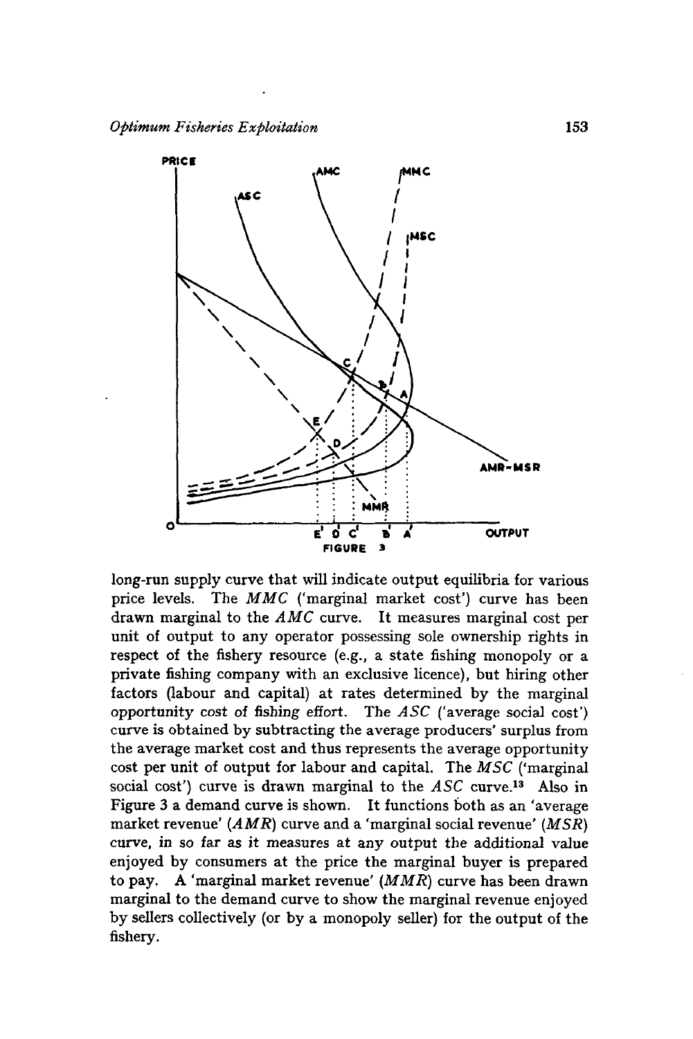FIGURE 3

long-run supply curve that will indicate output equilibria for various price levels. The *MMC* ('marginal market cost') curve has been drawn marginal to the *AMC* curve. It measures marginal cost per unit of output to any operator possessing sole ownership rights in respect of the fishery resource (e.g., a state fishing monopoly or a private fishing company with an exclusive licence), but hiring other factors (labour and capital) at rates determined by the marginal opportunity cost of fishing effort. The *ASC* ('average social cost') curve is obtained by subtracting the average producers' surplus from the average market cost and thus represents the average opportunity cost per unit of output for labour and capital. The *MSC* ('marginal social cost') curve is drawn marginal to the *ASC* curve.[13] Also in Figure 3 a demand curve is shown. It functions both as an 'average market revenue' (*AMR*) curve and a 'marginal social revenue' (*MSR*) curve, in so far as it measures at any output the additional value enjoyed by consumers at the price the marginal buyer is prepared to pay. A 'marginal market revenue' (*MMR*) curve has been drawn marginal to the demand curve to show the marginal revenue enjoyed by sellers collectively (or by a monopoly seller) for the output of the fishery.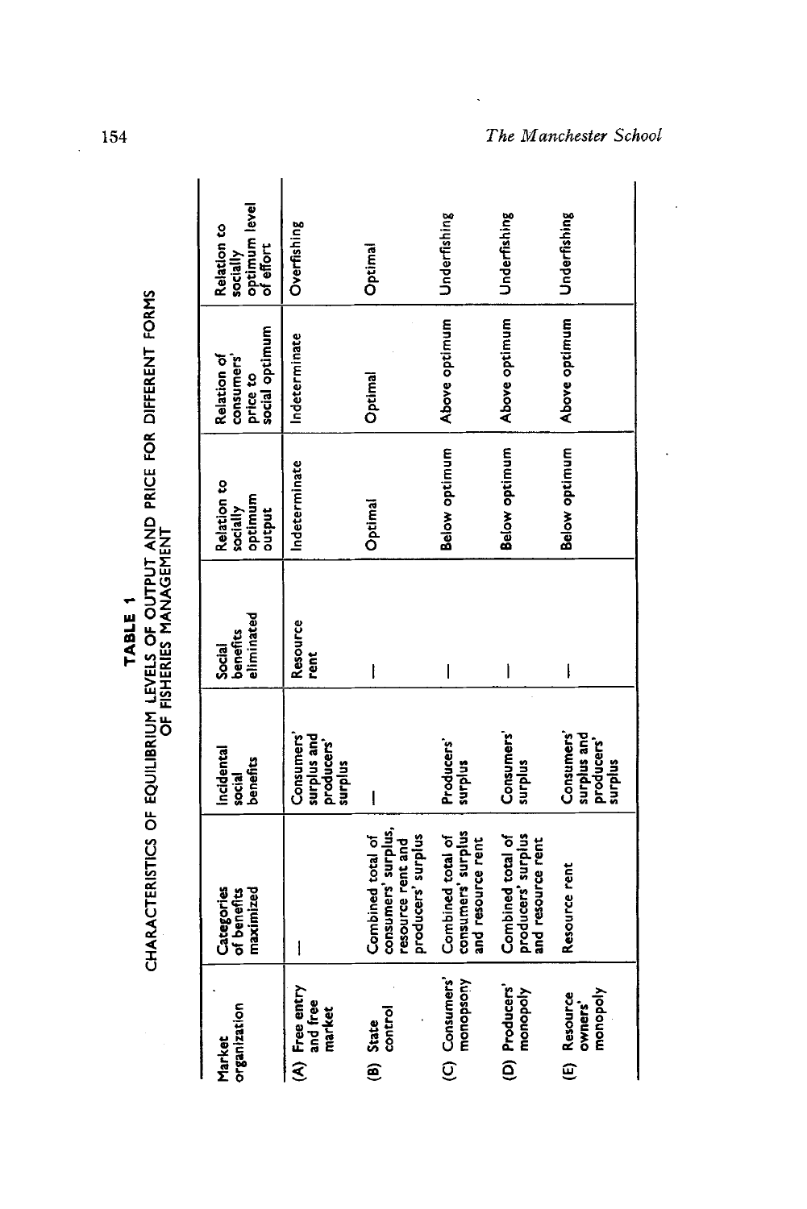**TABLE 1**

**CHARACTERISTICS OF EQUILIBRIUM LEVELS OF OUTPUT AND PRICE FOR DIFFERENT FORMS OF FISHERIES MANAGEMENT**

| Market organization | Categories of benefits maximized | Incidental social benefits | Social benefits eliminated | Relation to socially optimum output | Relation of consumers' price to social optimum | Relation to socially optimum level of effort |
|---|---|---|---|---|---|---|
| (A) Free entry and free market | — | Consumers' surplus and producers' surplus | Resource rent | Indeterminate | Indeterminate | Overfishing |
| (B) State control | Combined total of consumers' surplus, resource rent and producers' surplus | — | — | Optimal | Optimal | Optimal |
| (C) Consumers' monopsony | Combined total of consumers' surplus and resource rent | Producers' surplus | — | Below optimum | Above optimum | Underfishing |
| (D) Producers' monopoly | Combined total of producers' surplus and resource rent | Consumers' surplus | — | Below optimum | Above optimum | Underfishing |
| (E) Resource owners' monopoly | Resource rent | Consumers' surplus and producers' surplus | — | Below optimum | Above optimum | Underfishing |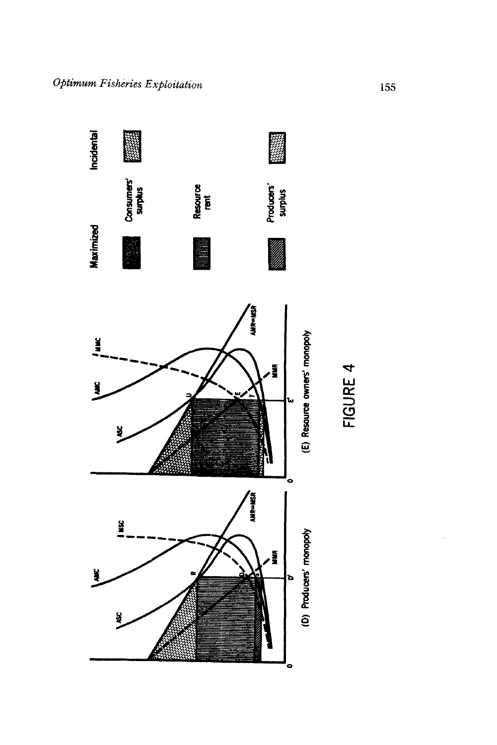FIGURE 4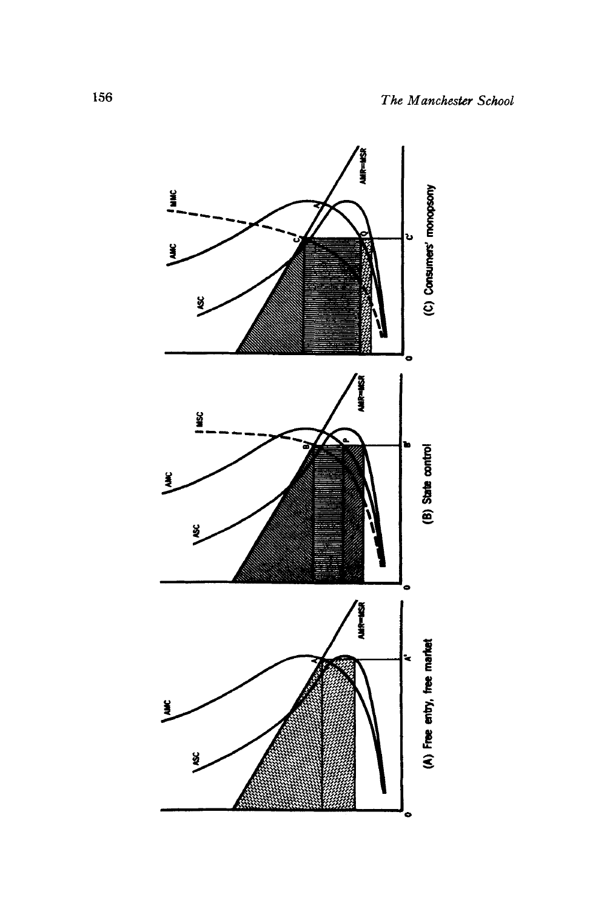(A) Free entry, free market

(B) State control

(C) Consumers' monopsony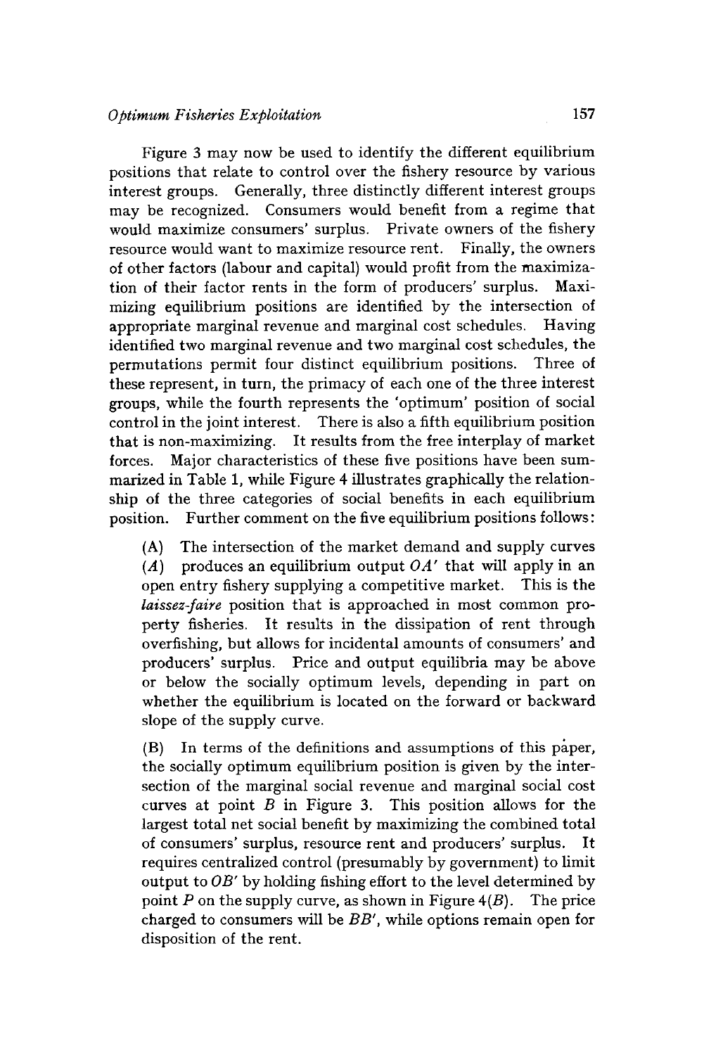Figure 3 may now be used to identify the different equilibrium positions that relate to control over the fishery resource by various interest groups. Generally, three distinctly different interest groups may be recognized. Consumers would benefit from a regime that would maximize consumers' surplus. Private owners of the fishery resource would want to maximize resource rent. Finally, the owners of other factors (labour and capital) would profit from the maximization of their factor rents in the form of producers' surplus. Maximizing equilibrium positions are identified by the intersection of appropriate marginal revenue and marginal cost schedules. Having identified two marginal revenue and two marginal cost schedules, the permutations permit four distinct equilibrium positions. Three of these represent, in turn, the primacy of each one of the three interest groups, while the fourth represents the 'optimum' position of social control in the joint interest. There is also a fifth equilibrium position that is non-maximizing. It results from the free interplay of market forces. Major characteristics of these five positions have been summarized in Table 1, while Figure 4 illustrates graphically the relationship of the three categories of social benefits in each equilibrium position. Further comment on the five equilibrium positions follows:

(A) The intersection of the market demand and supply curves ($A$) produces an equilibrium output $OA'$ that will apply in an open entry fishery supplying a competitive market. This is the *laissez-faire* position that is approached in most common property fisheries. It results in the dissipation of rent through overfishing, but allows for incidental amounts of consumers' and producers' surplus. Price and output equilibria may be above or below the socially optimum levels, depending in part on whether the equilibrium is located on the forward or backward slope of the supply curve.

(B) In terms of the definitions and assumptions of this paper, the socially optimum equilibrium position is given by the intersection of the marginal social revenue and marginal social cost curves at point $B$ in Figure 3. This position allows for the largest total net social benefit by maximizing the combined total of consumers' surplus, resource rent and producers' surplus. It requires centralized control (presumably by government) to limit output to $OB'$ by holding fishing effort to the level determined by point $P$ on the supply curve, as shown in Figure 4($B$). The price charged to consumers will be $BB'$, while options remain open for disposition of the rent.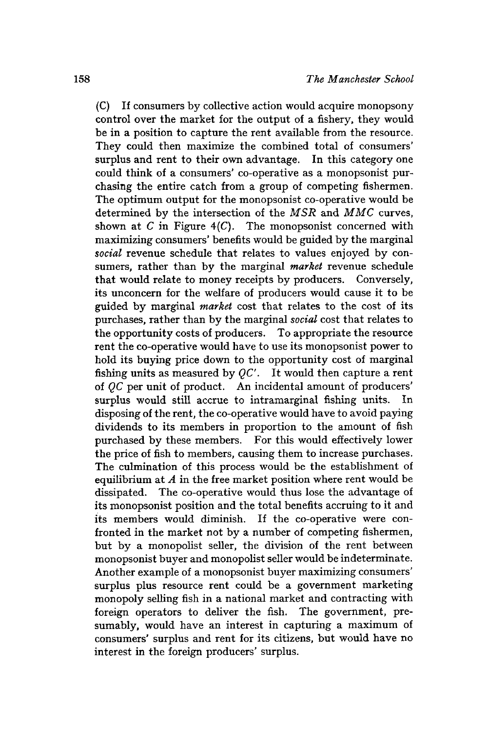(C) If consumers by collective action would acquire monopsony control over the market for the output of a fishery, they would be in a position to capture the rent available from the resource. They could then maximize the combined total of consumers' surplus and rent to their own advantage. In this category one could think of a consumers' co-operative as a monopsonist purchasing the entire catch from a group of competing fishermen. The optimum output for the monopsonist co-operative would be determined by the intersection of the $MSR$ and $MMC$ curves, shown at $C$ in Figure 4($C$). The monopsonist concerned with maximizing consumers' benefits would be guided by the marginal *social* revenue schedule that relates to values enjoyed by consumers, rather than by the marginal *market* revenue schedule that would relate to money receipts by producers. Conversely, its unconcern for the welfare of producers would cause it to be guided by marginal *market* cost that relates to the cost of its purchases, rather than by the marginal *social* cost that relates to the opportunity costs of producers. To appropriate the resource rent the co-operative would have to use its monopsonist power to hold its buying price down to the opportunity cost of marginal fishing units as measured by $QC'$. It would then capture a rent of $QC$ per unit of product. An incidental amount of producers' surplus would still accrue to intramarginal fishing units. In disposing of the rent, the co-operative would have to avoid paying dividends to its members in proportion to the amount of fish purchased by these members. For this would effectively lower the price of fish to members, causing them to increase purchases. The culmination of this process would be the establishment of equilibrium at $A$ in the free market position where rent would be dissipated. The co-operative would thus lose the advantage of its monopsonist position and the total benefits accruing to it and its members would diminish. If the co-operative were confronted in the market not by a number of competing fishermen, but by a monopolist seller, the division of the rent between monopsonist buyer and monopolist seller would be indeterminate. Another example of a monopsonist buyer maximizing consumers' surplus plus resource rent could be a government marketing monopoly selling fish in a national market and contracting with foreign operators to deliver the fish. The government, presumably, would have an interest in capturing a maximum of consumers' surplus and rent for its citizens, but would have no interest in the foreign producers' surplus.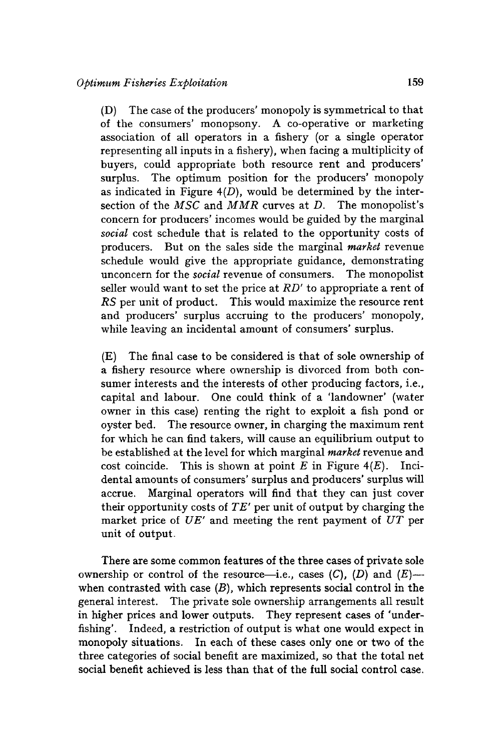(D) The case of the producers' monopoly is symmetrical to that of the consumers' monopsony. A co-operative or marketing association of all operators in a fishery (or a single operator representing all inputs in a fishery), when facing a multiplicity of buyers, could appropriate both resource rent and producers' surplus. The optimum position for the producers' monopoly as indicated in Figure 4(*D*), would be determined by the intersection of the *MSC* and *MMR* curves at *D*. The monopolist's concern for producers' incomes would be guided by the marginal *social* cost schedule that is related to the opportunity costs of producers. But on the sales side the marginal *market* revenue schedule would give the appropriate guidance, demonstrating unconcern for the *social* revenue of consumers. The monopolist seller would want to set the price at *RD'* to appropriate a rent of *RS* per unit of product. This would maximize the resource rent and producers' surplus accruing to the producers' monopoly, while leaving an incidental amount of consumers' surplus.

(E) The final case to be considered is that of sole ownership of a fishery resource where ownership is divorced from both consumer interests and the interests of other producing factors, i.e., capital and labour. One could think of a 'landowner' (water owner in this case) renting the right to exploit a fish pond or oyster bed. The resource owner, in charging the maximum rent for which he can find takers, will cause an equilibrium output to be established at the level for which marginal *market* revenue and cost coincide. This is shown at point *E* in Figure 4(*E*). Incidental amounts of consumers' surplus and producers' surplus will accrue. Marginal operators will find that they can just cover their opportunity costs of *TE'* per unit of output by charging the market price of *UE'* and meeting the rent payment of *UT* per unit of output.

There are some common features of the three cases of private sole ownership or control of the resource—i.e., cases (*C*), (*D*) and (*E*)—when contrasted with case (*B*), which represents social control in the general interest. The private sole ownership arrangements all result in higher prices and lower outputs. They represent cases of 'underfishing'. Indeed, a restriction of output is what one would expect in monopoly situations. In each of these cases only one or two of the three categories of social benefit are maximized, so that the total net social benefit achieved is less than that of the full social control case.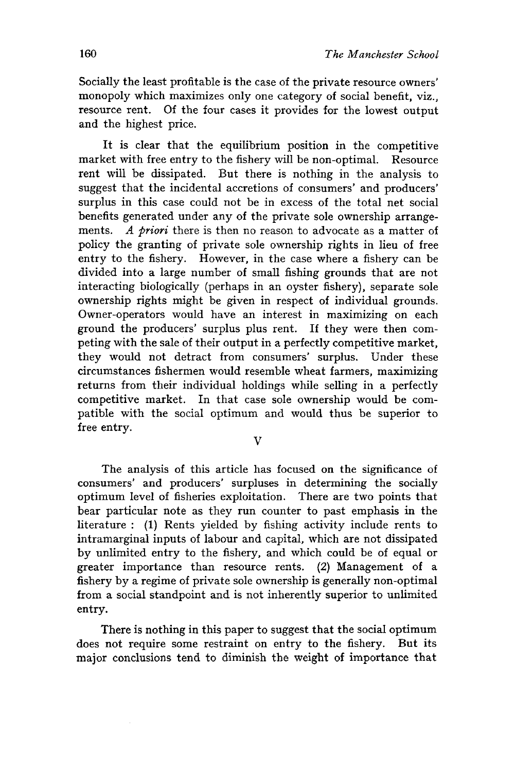Socially the least profitable is the case of the private resource owners' monopoly which maximizes only one category of social benefit, viz., resource rent. Of the four cases it provides for the lowest output and the highest price.

It is clear that the equilibrium position in the competitive market with free entry to the fishery will be non-optimal. Resource rent will be dissipated. But there is nothing in the analysis to suggest that the incidental accretions of consumers' and producers' surplus in this case could not be in excess of the total net social benefits generated under any of the private sole ownership arrangements. *A priori* there is then no reason to advocate as a matter of policy the granting of private sole ownership rights in lieu of free entry to the fishery. However, in the case where a fishery can be divided into a large number of small fishing grounds that are not interacting biologically (perhaps in an oyster fishery), separate sole ownership rights might be given in respect of individual grounds. Owner-operators would have an interest in maximizing on each ground the producers' surplus plus rent. If they were then competing with the sale of their output in a perfectly competitive market, they would not detract from consumers' surplus. Under these circumstances fishermen would resemble wheat farmers, maximizing returns from their individual holdings while selling in a perfectly competitive market. In that case sole ownership would be compatible with the social optimum and would thus be superior to free entry.

## V

The analysis of this article has focused on the significance of consumers' and producers' surpluses in determining the socially optimum level of fisheries exploitation. There are two points that bear particular note as they run counter to past emphasis in the literature : (1) Rents yielded by fishing activity include rents to intramarginal inputs of labour and capital, which are not dissipated by unlimited entry to the fishery, and which could be of equal or greater importance than resource rents. (2) Management of a fishery by a regime of private sole ownership is generally non-optimal from a social standpoint and is not inherently superior to unlimited entry.

There is nothing in this paper to suggest that the social optimum does not require some restraint on entry to the fishery. But its major conclusions tend to diminish the weight of importance that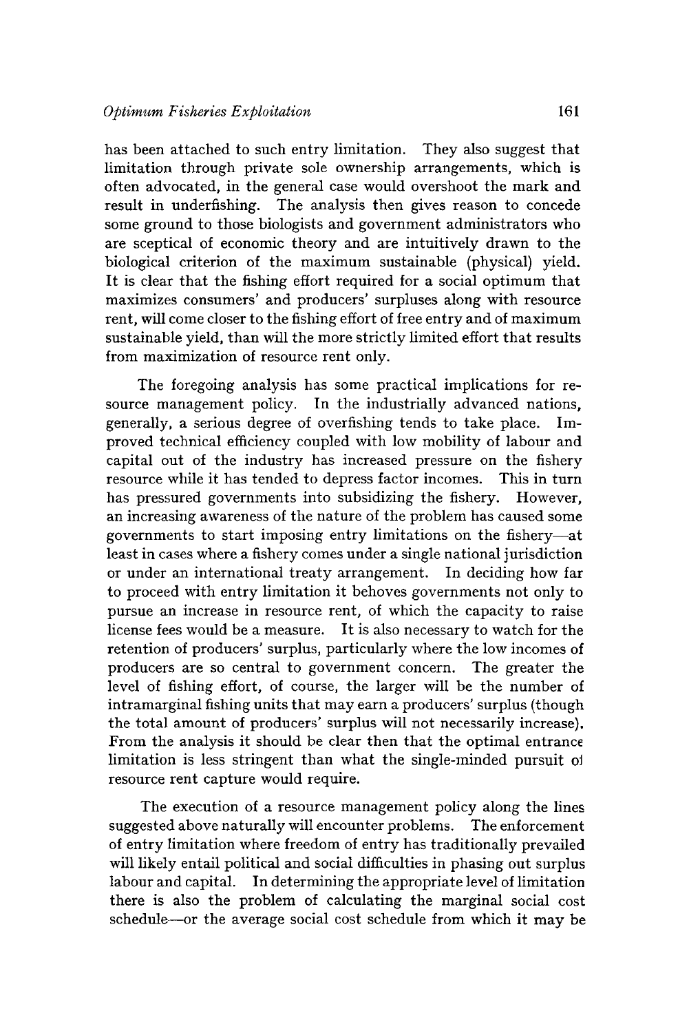has been attached to such entry limitation. They also suggest that limitation through private sole ownership arrangements, which is often advocated, in the general case would overshoot the mark and result in underfishing. The analysis then gives reason to concede some ground to those biologists and government administrators who are sceptical of economic theory and are intuitively drawn to the biological criterion of the maximum sustainable (physical) yield. It is clear that the fishing effort required for a social optimum that maximizes consumers' and producers' surpluses along with resource rent, will come closer to the fishing effort of free entry and of maximum sustainable yield, than will the more strictly limited effort that results from maximization of resource rent only.

The foregoing analysis has some practical implications for resource management policy. In the industrially advanced nations, generally, a serious degree of overfishing tends to take place. Improved technical efficiency coupled with low mobility of labour and capital out of the industry has increased pressure on the fishery resource while it has tended to depress factor incomes. This in turn has pressured governments into subsidizing the fishery. However, an increasing awareness of the nature of the problem has caused some governments to start imposing entry limitations on the fishery—at least in cases where a fishery comes under a single national jurisdiction or under an international treaty arrangement. In deciding how far to proceed with entry limitation it behoves governments not only to pursue an increase in resource rent, of which the capacity to raise license fees would be a measure. It is also necessary to watch for the retention of producers' surplus, particularly where the low incomes of producers are so central to government concern. The greater the level of fishing effort, of course, the larger will be the number of intramarginal fishing units that may earn a producers' surplus (though the total amount of producers' surplus will not necessarily increase). From the analysis it should be clear then that the optimal entrance limitation is less stringent than what the single-minded pursuit of resource rent capture would require.

The execution of a resource management policy along the lines suggested above naturally will encounter problems. The enforcement of entry limitation where freedom of entry has traditionally prevailed will likely entail political and social difficulties in phasing out surplus labour and capital. In determining the appropriate level of limitation there is also the problem of calculating the marginal social cost schedule—or the average social cost schedule from which it may be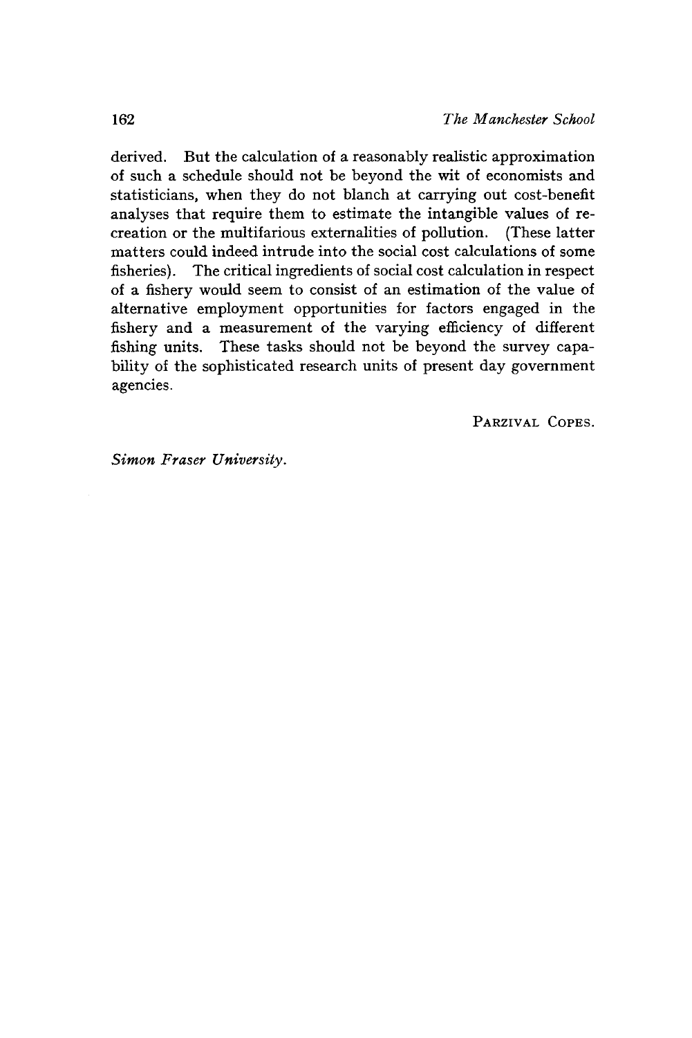derived. But the calculation of a reasonably realistic approximation of such a schedule should not be beyond the wit of economists and statisticians, when they do not blanch at carrying out cost-benefit analyses that require them to estimate the intangible values of recreation or the multifarious externalities of pollution. (These latter matters could indeed intrude into the social cost calculations of some fisheries). The critical ingredients of social cost calculation in respect of a fishery would seem to consist of an estimation of the value of alternative employment opportunities for factors engaged in the fishery and a measurement of the varying efficiency of different fishing units. These tasks should not be beyond the survey capability of the sophisticated research units of present day government agencies.

PARZIVAL COPES.

*Simon Fraser University.*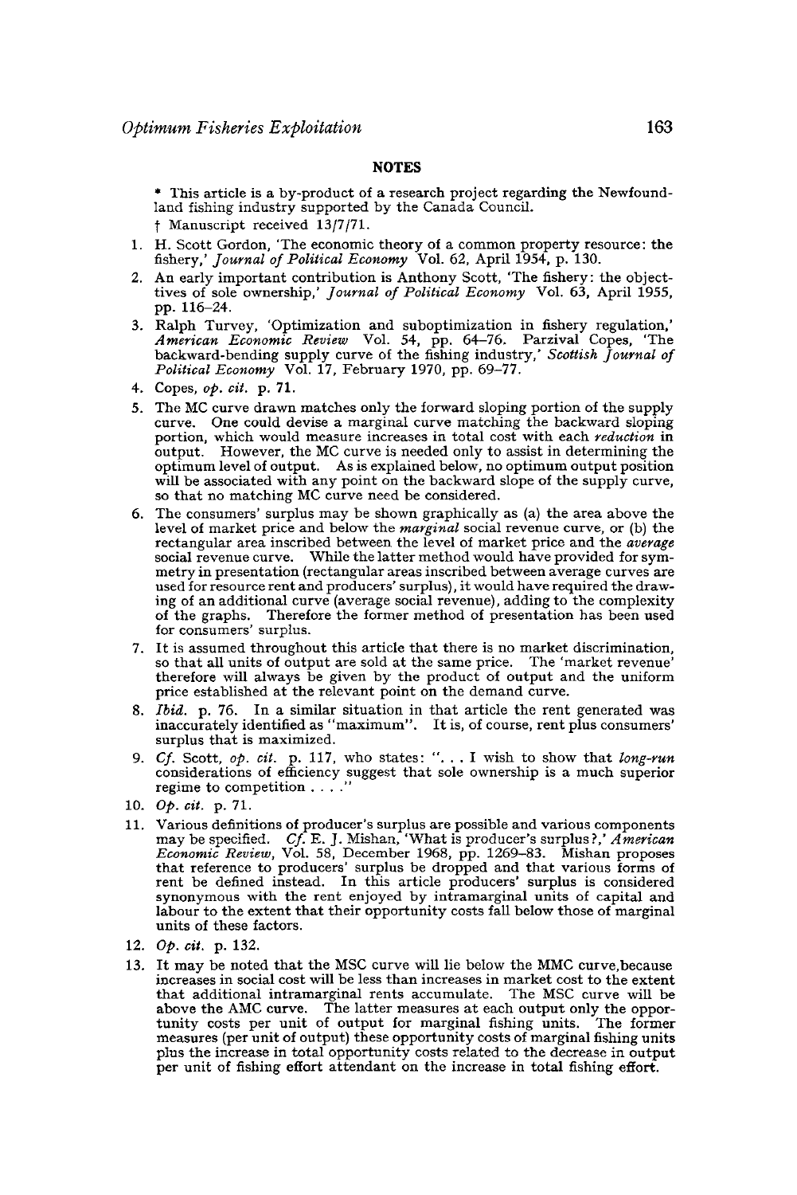## NOTES

\* This article is a by-product of a research project regarding the Newfoundland fishing industry supported by the Canada Council.

† Manuscript received 13/7/71.

1. H. Scott Gordon, 'The economic theory of a common property resource: the fishery,' *Journal of Political Economy* Vol. 62, April 1954, p. 130.
2. An early important contribution is Anthony Scott, 'The fishery: the objectives of sole ownership,' *Journal of Political Economy* Vol. 63, April 1955, pp. 116–24.
3. Ralph Turvey, 'Optimization and suboptimization in fishery regulation,' *American Economic Review* Vol. 54, pp. 64–76. Parzival Copes, 'The backward-bending supply curve of the fishing industry,' *Scottish Journal of Political Economy* Vol. 17, February 1970, pp. 69–77.
4. Copes, *op. cit.* p. 71.
5. The MC curve drawn matches only the forward sloping portion of the supply curve. One could devise a marginal curve matching the backward sloping portion, which would measure increases in total cost with each *reduction* in output. However, the MC curve is needed only to assist in determining the optimum level of output. As is explained below, no optimum output position will be associated with any point on the backward slope of the supply curve, so that no matching MC curve need be considered.
6. The consumers' surplus may be shown graphically as (a) the area above the level of market price and below the *marginal* social revenue curve, or (b) the rectangular area inscribed between the level of market price and the *average* social revenue curve. While the latter method would have provided for symmetry in presentation (rectangular areas inscribed between average curves are used for resource rent and producers' surplus), it would have required the drawing of an additional curve (average social revenue), adding to the complexity of the graphs. Therefore the former method of presentation has been used for consumers' surplus.
7. It is assumed throughout this article that there is no market discrimination, so that all units of output are sold at the same price. The 'market revenue' therefore will always be given by the product of output and the uniform price established at the relevant point on the demand curve.
8. *Ibid.* p. 76. In a similar situation in that article the rent generated was inaccurately identified as "maximum". It is, of course, rent plus consumers' surplus that is maximized.
9. *Cf.* Scott, *op. cit.* p. 117, who states: ". . . I wish to show that *long-run* considerations of efficiency suggest that sole ownership is a much superior regime to competition . . . ."
10. *Op. cit.* p. 71.
11. Various definitions of producer's surplus are possible and various components may be specified. *Cf.* E. J. Mishan, 'What is producer's surplus?,' *American Economic Review*, Vol. 58, December 1968, pp. 1269–83. Mishan proposes that reference to producers' surplus be dropped and that various forms of rent be defined instead. In this article producers' surplus is considered synonymous with the rent enjoyed by intramarginal units of capital and labour to the extent that their opportunity costs fall below those of marginal units of these factors.
12. *Op. cit.* p. 132.
13. It may be noted that the MSC curve will lie below the MMC curve, because increases in social cost will be less than increases in market cost to the extent that additional intramarginal rents accumulate. The MSC curve will be above the AMC curve. The latter measures at each output only the opportunity costs per unit of output for marginal fishing units. The former measures (per unit of output) these opportunity costs of marginal fishing units plus the increase in total opportunity costs related to the decrease in output per unit of fishing effort attendant on the increase in total fishing effort.